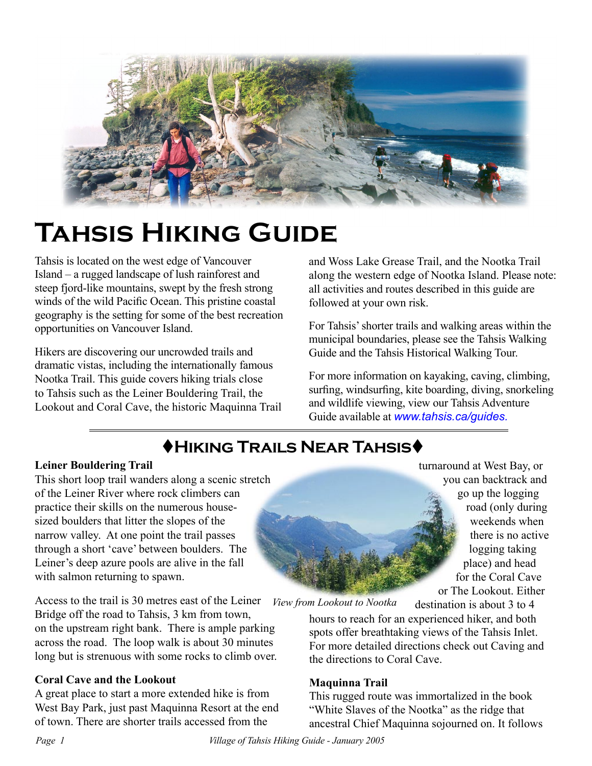# Tahsis Hiking Guide

Tahsis is located on the west edge of Vancouver Island – a rugged landscape of lush rainforest and steep fjord-like mountains, swept by the fresh strong winds of the wild Pacific Ocean. This pristine coastal geography is the setting for some of the best recreation opportunities on Vancouver Island.

Hikers are discovering our uncrowded trails and dramatic vistas, including the internationally famous Nootka Trail. This guide covers hiking trials close to Tahsis such as the Leiner Bouldering Trail, the Lookout and Coral Cave, the historic Maquinna Trail and Woss Lake Grease Trail, and the Nootka Trail along the western edge of Nootka Island. Please note: all activities and routes described in this guide are followed at your own risk.

For Tahsis' shorter trails and walking areas within the municipal boundaries, please see the Tahsis Walking Guide and the Tahsis Historical Walking Tour.

For more information on kayaking, caving, climbing, surfing, windsurfing, kite boarding, diving, snorkeling and wildlife viewing, view our Tahsis Adventure Guide available at www.tahsis.ca/guides.

## ♦Hiking Trails Near Tahsis♦

### Leiner Bouldering Trail

This short loop trail wanders along a scenic stretch of the Leiner River where rock climbers can practice their skills on the numerous house-sized boulders that litter the slopes of the narrow valley. At one point the trail passes through a short 'cave' between boulders. The Leiner's deep azure pools are alive in the fall with salmon returning to spawn.

Access to the trail is 30 metres east of the Leiner Bridge off the road to Tahsis, 3 km from town, on the upstream right bank. There is ample parking across the road. The loop walk is about 30 minutes long but is strenuous with some rocks to climb over.

### Coral Cave and the Lookout

A great place to start a more extended hike is from West Bay Park, just past Maquinna Resort at the end of town. There are shorter trails accessed from the turnaround at West Bay, or you can backtrack and go up the logging road (only during weekends when there is no active logging taking place) and head for the Coral Cave or The Lookout. Either destination is about 3 to 4 hours to reach for an experienced hiker, and both spots offer breathtaking views of the Tahsis Inlet. For more detailed directions check out Caving and the directions to Coral Cave.

*View from Lookout to Nootka*

### Maquinna Trail

This rugged route was immortalized in the book "White Slaves of the Nootka" as the ridge that ancestral Chief Maquinna sojourned on. It follows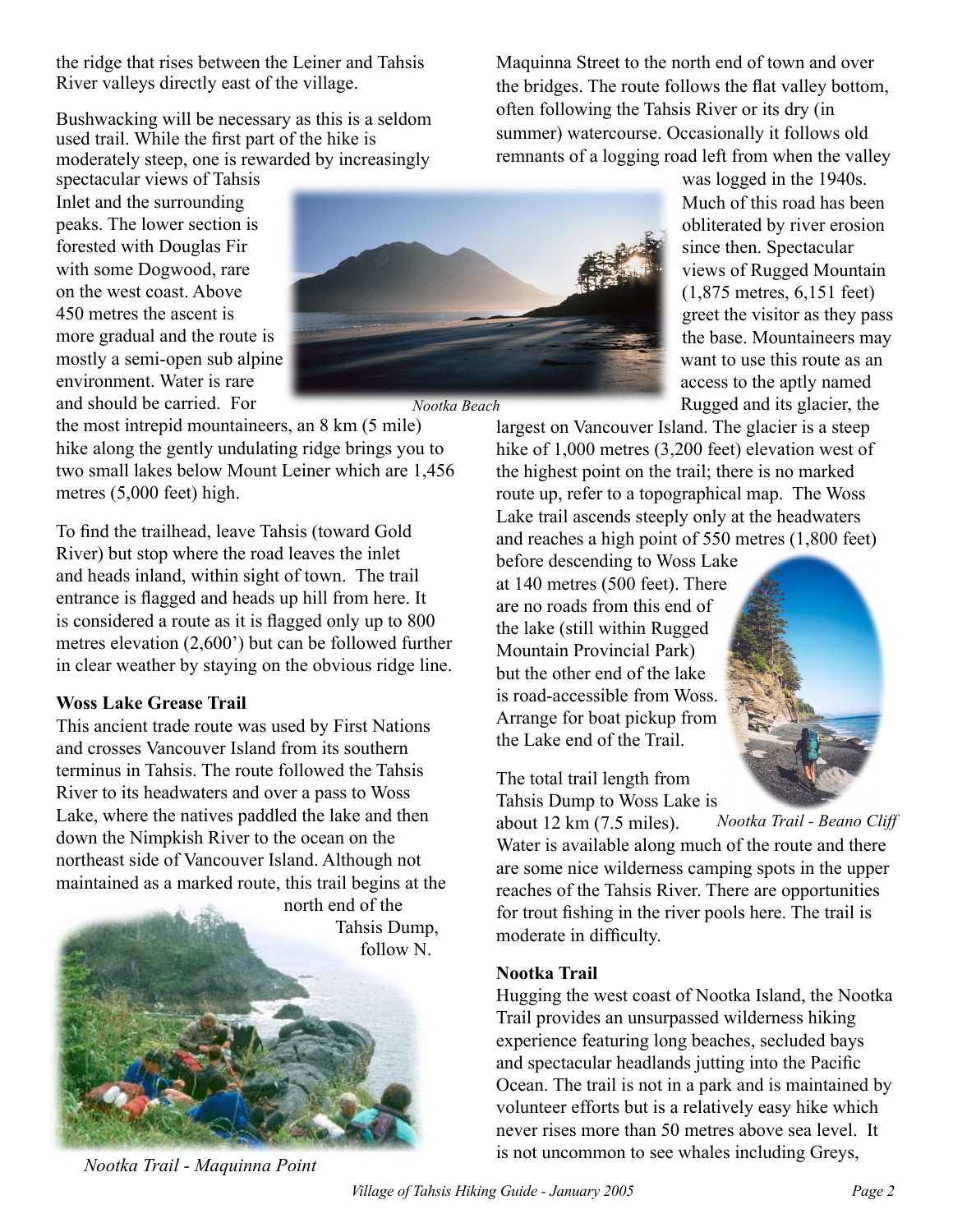the ridge that rises between the Leiner and Tahsis River valleys directly east of the village.

Bushwacking will be necessary as this is a seldom used trail. While the first part of the hike is moderately steep, one is rewarded by increasingly spectacular views of Tahsis Inlet and the surrounding peaks. The lower section is forested with Douglas Fir with some Dogwood, rare on the west coast. Above 450 metres the ascent is more gradual and the route is mostly a semi-open sub alpine environment. Water is rare and should be carried. For the most intrepid mountaineers, an 8 km (5 mile) hike along the gently undulating ridge brings you to two small lakes below Mount Leiner which are 1,456 metres (5,000 feet) high.

*Nootka Beach*

To find the trailhead, leave Tahsis (toward Gold River) but stop where the road leaves the inlet and heads inland, within sight of town. The trail entrance is flagged and heads up hill from here. It is considered a route as it is flagged only up to 800 metres elevation (2,600') but can be followed further in clear weather by staying on the obvious ridge line.

**Woss Lake Grease Trail**

This ancient trade route was used by First Nations and crosses Vancouver Island from its southern terminus in Tahsis. The route followed the Tahsis River to its headwaters and over a pass to Woss Lake, where the natives paddled the lake and then down the Nimpkish River to the ocean on the northeast side of Vancouver Island. Although not maintained as a marked route, this trail begins at the north end of the Tahsis Dump, follow N. Maquinna Street to the north end of town and over the bridges. The route follows the flat valley bottom, often following the Tahsis River or its dry (in summer) watercourse. Occasionally it follows old remnants of a logging road left from when the valley was logged in the 1940s. Much of this road has been obliterated by river erosion since then. Spectacular views of Rugged Mountain (1,875 metres, 6,151 feet) greet the visitor as they pass the base. Mountaineers may want to use this route as an access to the aptly named Rugged and its glacier, the largest on Vancouver Island. The glacier is a steep hike of 1,000 metres (3,200 feet) elevation west of the highest point on the trail; there is no marked route up, refer to a topographical map. The Woss Lake trail ascends steeply only at the headwaters and reaches a high point of 550 metres (1,800 feet) before descending to Woss Lake at 140 metres (500 feet). There are no roads from this end of the lake (still within Rugged Mountain Provincial Park) but the other end of the lake is road-accessible from Woss. Arrange for boat pickup from the Lake end of the Trail.

*Nootka Trail - Maquinna Point*

The total trail length from Tahsis Dump to Woss Lake is about 12 km (7.5 miles). Water is available along much of the route and there are some nice wilderness camping spots in the upper reaches of the Tahsis River. There are opportunities for trout fishing in the river pools here. The trail is moderate in difficulty.

*Nootka Trail - Beano Cliff*

**Nootka Trail**

Hugging the west coast of Nootka Island, the Nootka Trail provides an unsurpassed wilderness hiking experience featuring long beaches, secluded bays and spectacular headlands jutting into the Pacific Ocean. The trail is not in a park and is maintained by volunteer efforts but is a relatively easy hike which never rises more than 50 metres above sea level. It is not uncommon to see whales including Greys,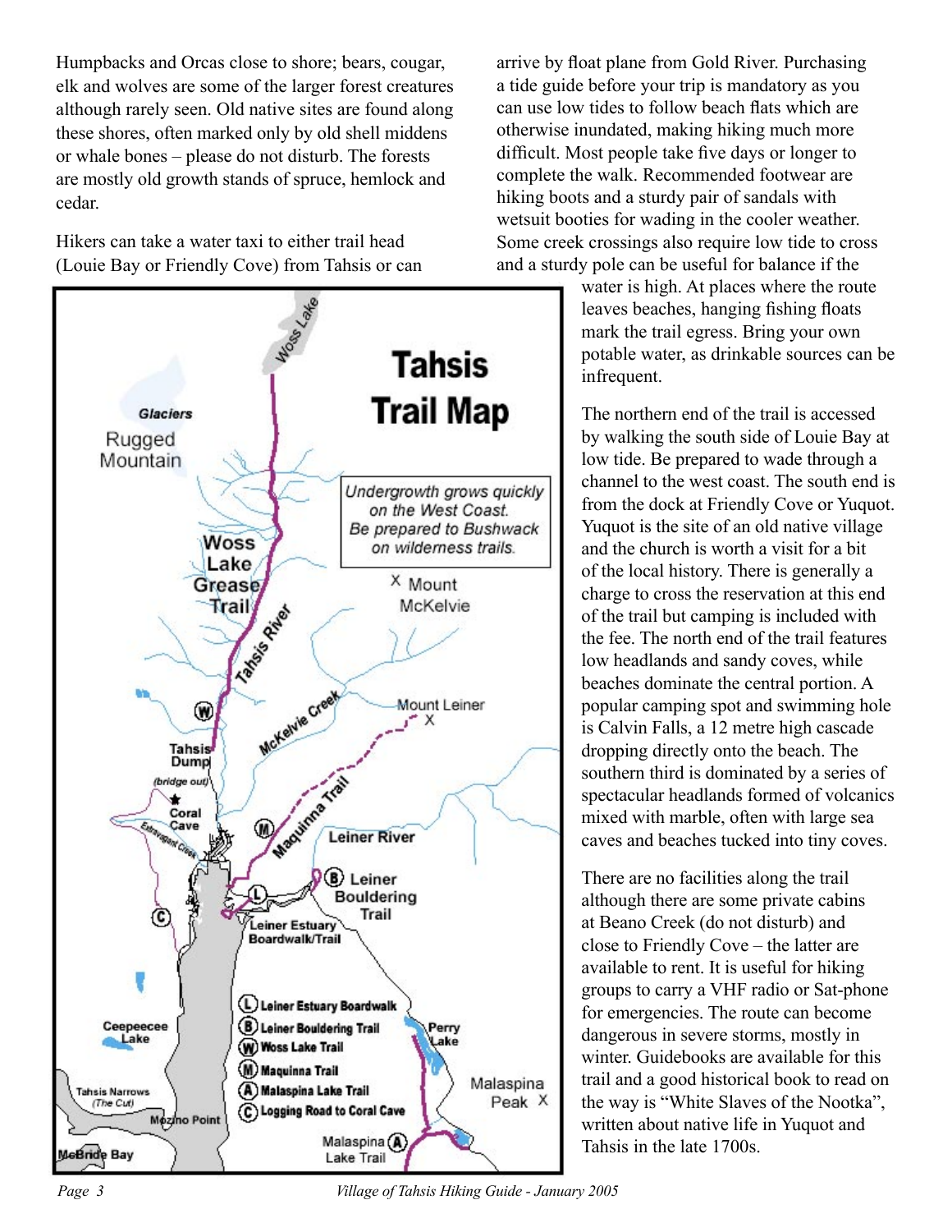Humpbacks and Orcas close to shore; bears, cougar, elk and wolves are some of the larger forest creatures although rarely seen. Old native sites are found along these shores, often marked only by old shell middens or whale bones – please do not disturb. The forests are mostly old growth stands of spruce, hemlock and cedar.

Hikers can take a water taxi to either trail head (Louie Bay or Friendly Cove) from Tahsis or can arrive by float plane from Gold River. Purchasing a tide guide before your trip is mandatory as you can use low tides to follow beach flats which are otherwise inundated, making hiking much more difficult. Most people take five days or longer to complete the walk. Recommended footwear are hiking boots and a sturdy pair of sandals with wetsuit booties for wading in the cooler weather. Some creek crossings also require low tide to cross and a sturdy pole can be useful for balance if the water is high. At places where the route leaves beaches, hanging fishing floats mark the trail egress. Bring your own potable water, as drinkable sources can be infrequent.

The northern end of the trail is accessed by walking the south side of Louie Bay at low tide. Be prepared to wade through a channel to the west coast. The south end is from the dock at Friendly Cove or Yuquot. Yuquot is the site of an old native village and the church is worth a visit for a bit of the local history. There is generally a charge to cross the reservation at this end of the trail but camping is included with the fee. The north end of the trail features low headlands and sandy coves, while beaches dominate the central portion. A popular camping spot and swimming hole is Calvin Falls, a 12 metre high cascade dropping directly onto the beach. The southern third is dominated by a series of spectacular headlands formed of volcanics mixed with marble, often with large sea caves and beaches tucked into tiny coves.

There are no facilities along the trail although there are some private cabins at Beano Creek (do not disturb) and close to Friendly Cove – the latter are available to rent. It is useful for hiking groups to carry a VHF radio or Sat-phone for emergencies. The route can become dangerous in severe storms, mostly in winter. Guidebooks are available for this trail and a good historical book to read on the way is "White Slaves of the Nootka", written about native life in Yuquot and Tahsis in the late 1700s.

**Tahsis Trail Map**

*Undergrowth grows quickly on the West Coast. Be prepared to Bushwack on wilderness trails.*

Woss Lake
Glaciers
Rugged Mountain
Woss Lake Grease Trail
Tahsis River
X Mount McKelvie
McKelvie Creek
Mount Leiner X
Tahsis Dump
(bridge out)
Coral Cave
Extravagant Creek
Maquinna Trail
Leiner River
Leiner Bouldering Trail
Leiner Estuary Boardwalk/Trail
Ceepeecee Lake
Perry Lake
Malaspina Peak X
Tahsis Narrows (The Cut)
Mozino Point
McBride Bay
Malaspina Lake Trail

Ⓛ Leiner Estuary Boardwalk
Ⓑ Leiner Bouldering Trail
Ⓦ Woss Lake Trail
Ⓜ Maquinna Trail
Ⓐ Malaspina Lake Trail
Ⓒ Logging Road to Coral Cave